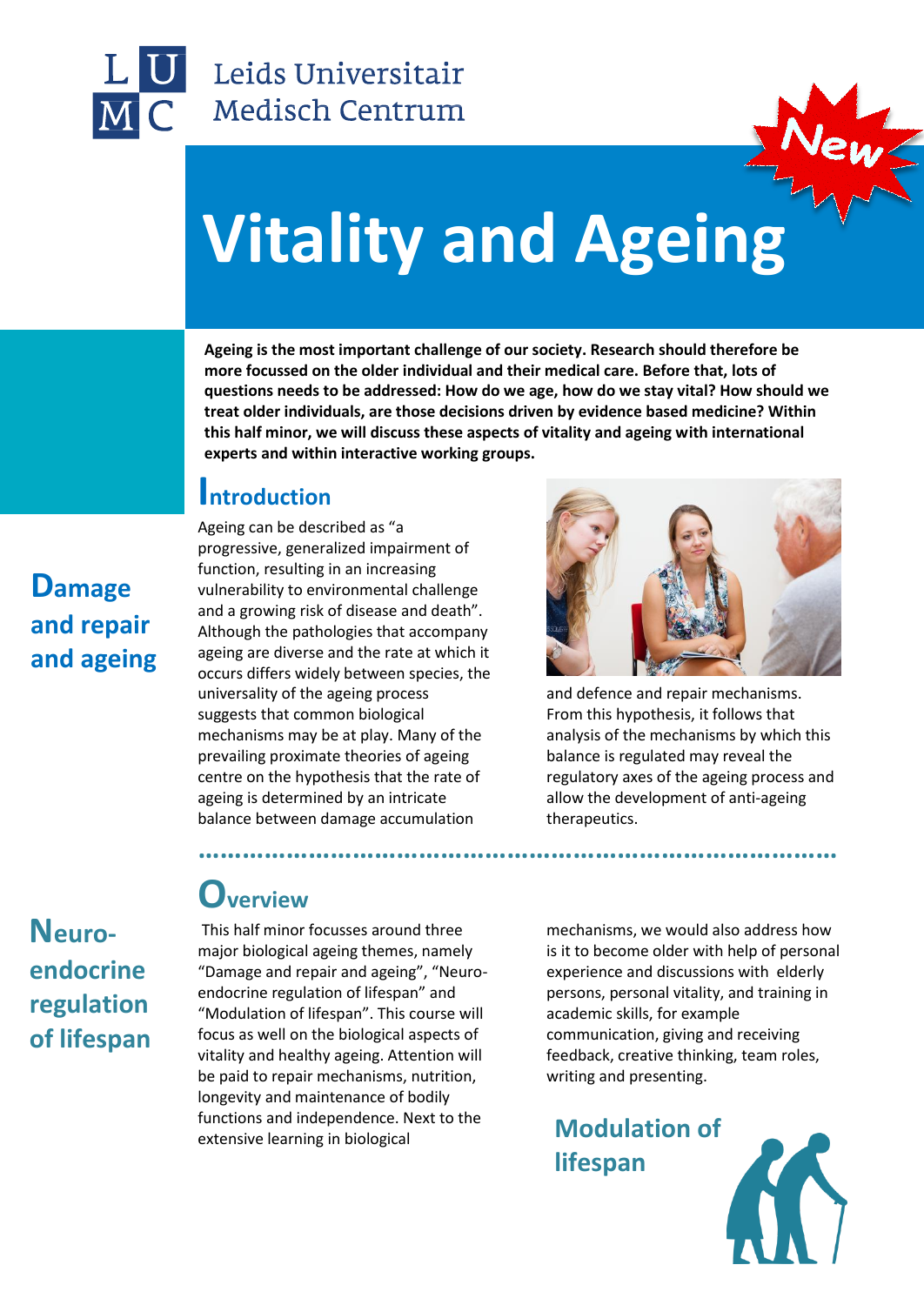Leids Universitair Medisch Centrum

New

# Vitality and Ageing

**Ageing is the most important challenge of our society. Research should therefore be more focussed on the older individual and their medical care. Before that, lots of questions needs to be addressed: How do we age, how do we stay vital? How should we treat older individuals, are those decisions driven by evidence based medicine? Within this half minor, we will discuss these aspects of vitality and ageing with international experts and within interactive working groups.**

## Damage and repair and ageing

## Introduction

Ageing can be described as "a progressive, generalized impairment of function, resulting in an increasing vulnerability to environmental challenge and a growing risk of disease and death". Although the pathologies that accompany ageing are diverse and the rate at which it occurs differs widely between species, the universality of the ageing process suggests that common biological mechanisms may be at play. Many of the prevailing proximate theories of ageing centre on the hypothesis that the rate of ageing is determined by an intricate balance between damage accumulation and defence and repair mechanisms. From this hypothesis, it follows that analysis of the mechanisms by which this balance is regulated may reveal the regulatory axes of the ageing process and allow the development of anti-ageing therapeutics.

## Neuro-endocrine regulation of lifespan

## Overview

This half minor focusses around three major biological ageing themes, namely "Damage and repair and ageing", "Neuro-endocrine regulation of lifespan" and "Modulation of lifespan". This course will focus as well on the biological aspects of vitality and healthy ageing. Attention will be paid to repair mechanisms, nutrition, longevity and maintenance of bodily functions and independence. Next to the extensive learning in biological mechanisms, we would also address how is it to become older with help of personal experience and discussions with elderly persons, personal vitality, and training in academic skills, for example communication, giving and receiving feedback, creative thinking, team roles, writing and presenting.

## Modulation of lifespan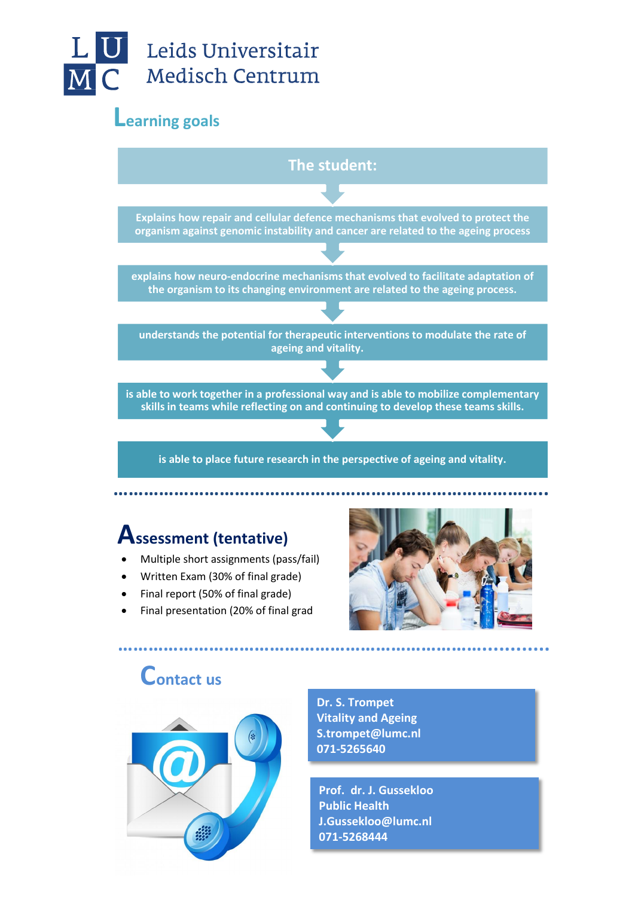Leids Universitair Medisch Centrum

## Learning goals

**The student:**

- Explains how repair and cellular defence mechanisms that evolved to protect the organism against genomic instability and cancer are related to the ageing process
- explains how neuro-endocrine mechanisms that evolved to facilitate adaptation of the organism to its changing environment are related to the ageing process.
- understands the potential for therapeutic interventions to modulate the rate of ageing and vitality.
- is able to work together in a professional way and is able to mobilize complementary skills in teams while reflecting on and continuing to develop these teams skills.
- is able to place future research in the perspective of ageing and vitality.

## Assessment (tentative)

- Multiple short assignments (pass/fail)
- Written Exam (30% of final grade)
- Final report (50% of final grade)
- Final presentation (20% of final grad

## Contact us

**Dr. S. Trompet**
**Vitality and Ageing**
**S.trompet@lumc.nl**
**071-5265640**

**Prof. dr. J. Gussekloo**
**Public Health**
**J.Gussekloo@lumc.nl**
**071-5268444**